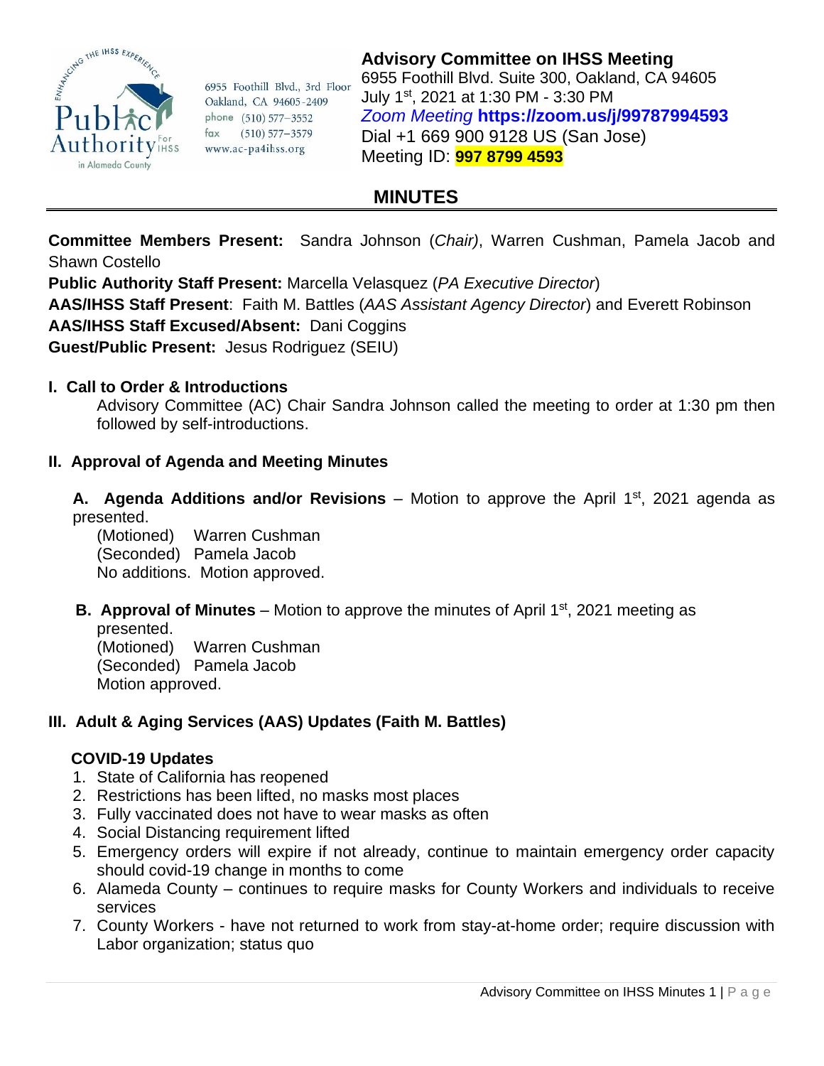6955 Foothill Blvd., 3rd Floor
Oakland, CA 94605-2409
phone (510) 577-3552
fax (510) 577-3579
www.ac-pa4ihss.org

**Advisory Committee on IHSS Meeting**
6955 Foothill Blvd. Suite 300, Oakland, CA 94605
July 1st, 2021 at 1:30 PM - 3:30 PM
*Zoom Meeting* **https://zoom.us/j/99787994593**
Dial +1 669 900 9128 US (San Jose)
Meeting ID: **997 8799 4593**

# MINUTES

**Committee Members Present:** Sandra Johnson (*Chair)*, Warren Cushman, Pamela Jacob and Shawn Costello
**Public Authority Staff Present:** Marcella Velasquez (*PA Executive Director*)
**AAS/IHSS Staff Present**: Faith M. Battles (*AAS Assistant Agency Director*) and Everett Robinson
**AAS/IHSS Staff Excused/Absent:** Dani Coggins
**Guest/Public Present:** Jesus Rodriguez (SEIU)

## I. Call to Order & Introductions

Advisory Committee (AC) Chair Sandra Johnson called the meeting to order at 1:30 pm then followed by self-introductions.

## II. Approval of Agenda and Meeting Minutes

**A. Agenda Additions and/or Revisions** – Motion to approve the April 1st, 2021 agenda as presented.
(Motioned) Warren Cushman
(Seconded) Pamela Jacob
No additions. Motion approved.

**B. Approval of Minutes** – Motion to approve the minutes of April 1st, 2021 meeting as presented.
(Motioned) Warren Cushman
(Seconded) Pamela Jacob
Motion approved.

## III. Adult & Aging Services (AAS) Updates (Faith M. Battles)

**COVID-19 Updates**

1. State of California has reopened
2. Restrictions has been lifted, no masks most places
3. Fully vaccinated does not have to wear masks as often
4. Social Distancing requirement lifted
5. Emergency orders will expire if not already, continue to maintain emergency order capacity should covid-19 change in months to come
6. Alameda County – continues to require masks for County Workers and individuals to receive services
7. County Workers - have not returned to work from stay-at-home order; require discussion with Labor organization; status quo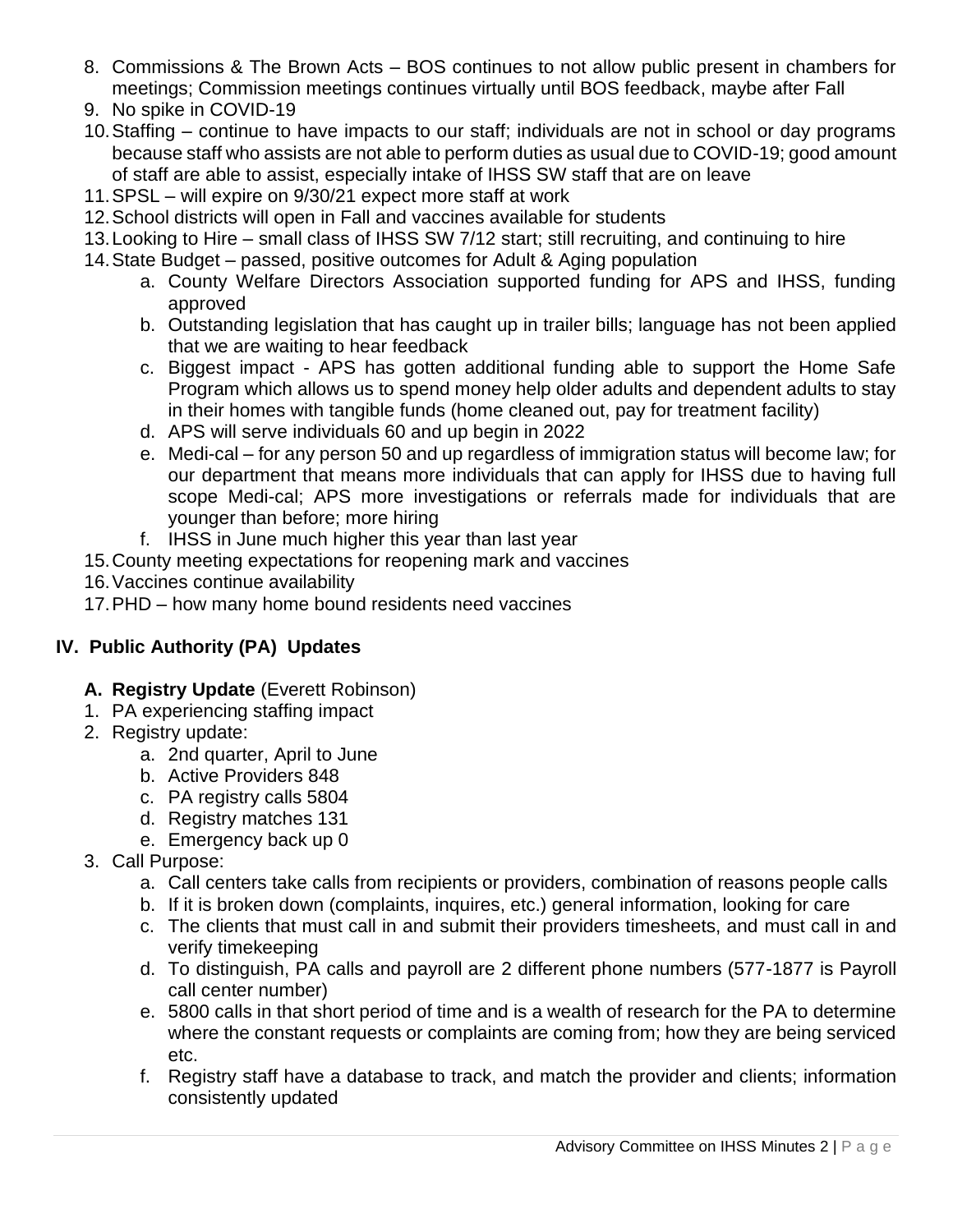8. Commissions & The Brown Acts – BOS continues to not allow public present in chambers for meetings; Commission meetings continues virtually until BOS feedback, maybe after Fall
9. No spike in COVID-19
10. Staffing – continue to have impacts to our staff; individuals are not in school or day programs because staff who assists are not able to perform duties as usual due to COVID-19; good amount of staff are able to assist, especially intake of IHSS SW staff that are on leave
11. SPSL – will expire on 9/30/21 expect more staff at work
12. School districts will open in Fall and vaccines available for students
13. Looking to Hire – small class of IHSS SW 7/12 start; still recruiting, and continuing to hire
14. State Budget – passed, positive outcomes for Adult & Aging population
    a. County Welfare Directors Association supported funding for APS and IHSS, funding approved
    b. Outstanding legislation that has caught up in trailer bills; language has not been applied that we are waiting to hear feedback
    c. Biggest impact - APS has gotten additional funding able to support the Home Safe Program which allows us to spend money help older adults and dependent adults to stay in their homes with tangible funds (home cleaned out, pay for treatment facility)
    d. APS will serve individuals 60 and up begin in 2022
    e. Medi-cal – for any person 50 and up regardless of immigration status will become law; for our department that means more individuals that can apply for IHSS due to having full scope Medi-cal; APS more investigations or referrals made for individuals that are younger than before; more hiring
    f. IHSS in June much higher this year than last year
15. County meeting expectations for reopening mark and vaccines
16. Vaccines continue availability
17. PHD – how many home bound residents need vaccines

## IV. Public Authority (PA) Updates

**A. Registry Update** (Everett Robinson)

1. PA experiencing staffing impact
2. Registry update:
    a. 2nd quarter, April to June
    b. Active Providers 848
    c. PA registry calls 5804
    d. Registry matches 131
    e. Emergency back up 0
3. Call Purpose:
    a. Call centers take calls from recipients or providers, combination of reasons people calls
    b. If it is broken down (complaints, inquires, etc.) general information, looking for care
    c. The clients that must call in and submit their providers timesheets, and must call in and verify timekeeping
    d. To distinguish, PA calls and payroll are 2 different phone numbers (577-1877 is Payroll call center number)
    e. 5800 calls in that short period of time and is a wealth of research for the PA to determine where the constant requests or complaints are coming from; how they are being serviced etc.
    f. Registry staff have a database to track, and match the provider and clients; information consistently updated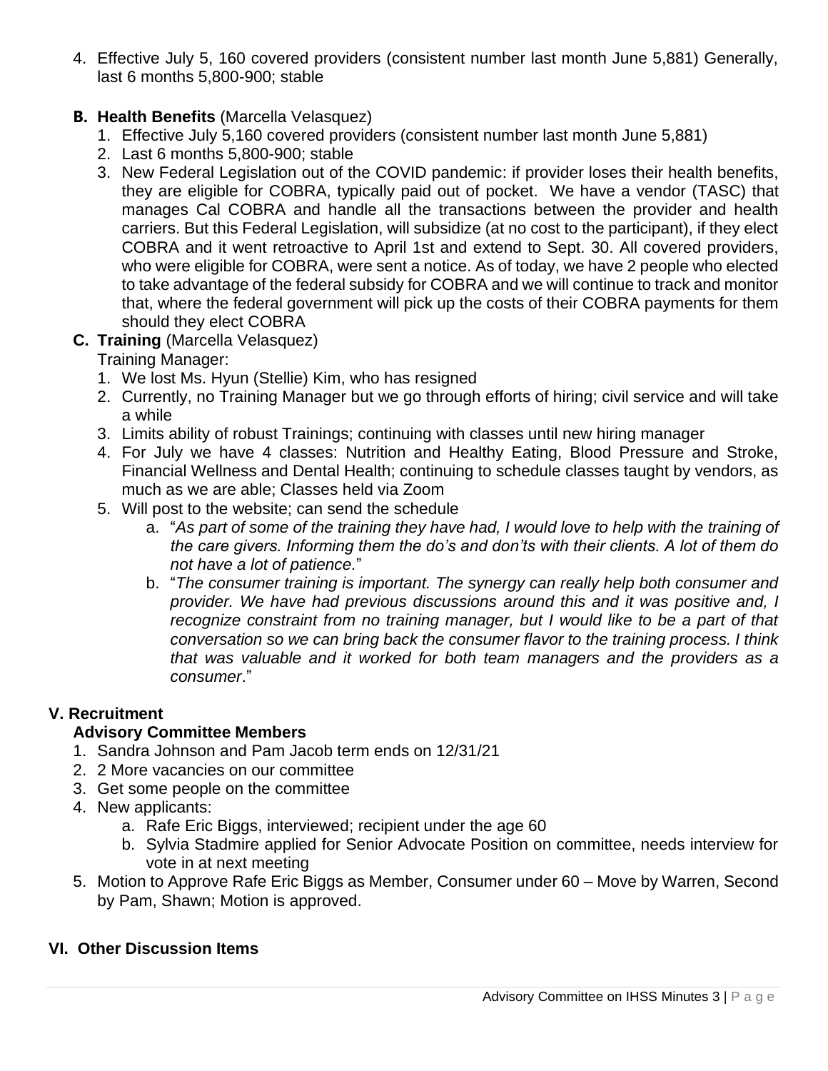4. Effective July 5, 160 covered providers (consistent number last month June 5,881) Generally, last 6 months 5,800-900; stable

**B. Health Benefits** (Marcella Velasquez)

1. Effective July 5,160 covered providers (consistent number last month June 5,881)
2. Last 6 months 5,800-900; stable
3. New Federal Legislation out of the COVID pandemic: if provider loses their health benefits, they are eligible for COBRA, typically paid out of pocket. We have a vendor (TASC) that manages Cal COBRA and handle all the transactions between the provider and health carriers. But this Federal Legislation, will subsidize (at no cost to the participant), if they elect COBRA and it went retroactive to April 1st and extend to Sept. 30. All covered providers, who were eligible for COBRA, were sent a notice. As of today, we have 2 people who elected to take advantage of the federal subsidy for COBRA and we will continue to track and monitor that, where the federal government will pick up the costs of their COBRA payments for them should they elect COBRA

**C. Training** (Marcella Velasquez)

Training Manager:

1. We lost Ms. Hyun (Stellie) Kim, who has resigned
2. Currently, no Training Manager but we go through efforts of hiring; civil service and will take a while
3. Limits ability of robust Trainings; continuing with classes until new hiring manager
4. For July we have 4 classes: Nutrition and Healthy Eating, Blood Pressure and Stroke, Financial Wellness and Dental Health; continuing to schedule classes taught by vendors, as much as we are able; Classes held via Zoom
5. Will post to the website; can send the schedule
   a. "*As part of some of the training they have had, I would love to help with the training of the care givers. Informing them the do's and don'ts with their clients. A lot of them do not have a lot of patience.*"
   b. "*The consumer training is important. The synergy can really help both consumer and provider. We have had previous discussions around this and it was positive and, I recognize constraint from no training manager, but I would like to be a part of that conversation so we can bring back the consumer flavor to the training process. I think that was valuable and it worked for both team managers and the providers as a consumer*."

## V. Recruitment

### Advisory Committee Members

1. Sandra Johnson and Pam Jacob term ends on 12/31/21
2. 2 More vacancies on our committee
3. Get some people on the committee
4. New applicants:
   a. Rafe Eric Biggs, interviewed; recipient under the age 60
   b. Sylvia Stadmire applied for Senior Advocate Position on committee, needs interview for vote in at next meeting
5. Motion to Approve Rafe Eric Biggs as Member, Consumer under 60 – Move by Warren, Second by Pam, Shawn; Motion is approved.

## VI. Other Discussion Items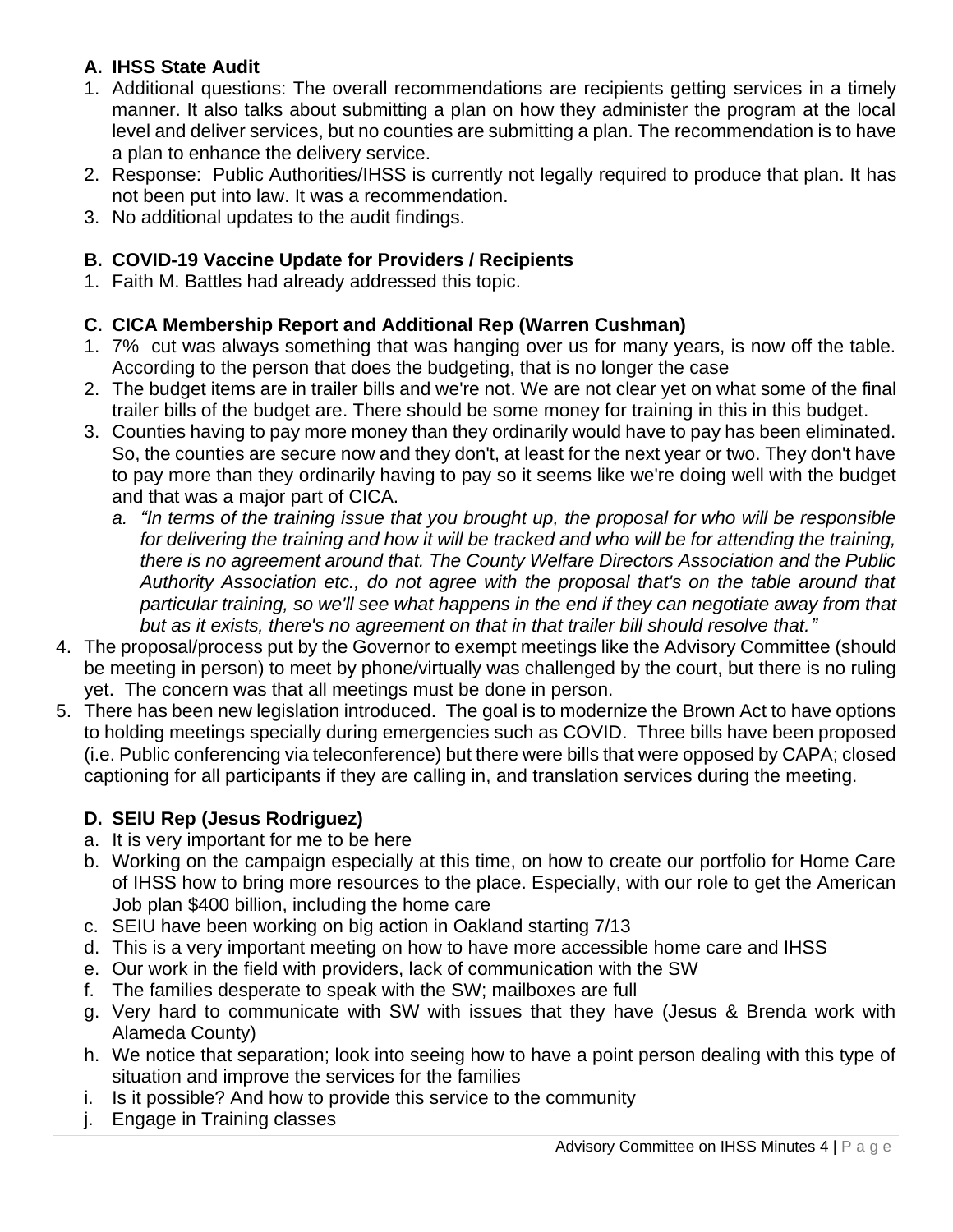**A. IHSS State Audit**

1. Additional questions: The overall recommendations are recipients getting services in a timely manner. It also talks about submitting a plan on how they administer the program at the local level and deliver services, but no counties are submitting a plan. The recommendation is to have a plan to enhance the delivery service.
2. Response: Public Authorities/IHSS is currently not legally required to produce that plan. It has not been put into law. It was a recommendation.
3. No additional updates to the audit findings.

**B. COVID-19 Vaccine Update for Providers / Recipients**

1. Faith M. Battles had already addressed this topic.

**C. CICA Membership Report and Additional Rep (Warren Cushman)**

1. 7% cut was always something that was hanging over us for many years, is now off the table. According to the person that does the budgeting, that is no longer the case
2. The budget items are in trailer bills and we're not. We are not clear yet on what some of the final trailer bills of the budget are. There should be some money for training in this in this budget.
3. Counties having to pay more money than they ordinarily would have to pay has been eliminated. So, the counties are secure now and they don't, at least for the next year or two. They don't have to pay more than they ordinarily having to pay so it seems like we're doing well with the budget and that was a major part of CICA.
   a. *"In terms of the training issue that you brought up, the proposal for who will be responsible for delivering the training and how it will be tracked and who will be for attending the training, there is no agreement around that. The County Welfare Directors Association and the Public Authority Association etc., do not agree with the proposal that's on the table around that particular training, so we'll see what happens in the end if they can negotiate away from that but as it exists, there's no agreement on that in that trailer bill should resolve that."*
4. The proposal/process put by the Governor to exempt meetings like the Advisory Committee (should be meeting in person) to meet by phone/virtually was challenged by the court, but there is no ruling yet. The concern was that all meetings must be done in person.
5. There has been new legislation introduced. The goal is to modernize the Brown Act to have options to holding meetings specially during emergencies such as COVID. Three bills have been proposed (i.e. Public conferencing via teleconference) but there were bills that were opposed by CAPA; closed captioning for all participants if they are calling in, and translation services during the meeting.

**D. SEIU Rep (Jesus Rodriguez)**

a. It is very important for me to be here
b. Working on the campaign especially at this time, on how to create our portfolio for Home Care of IHSS how to bring more resources to the place. Especially, with our role to get the American Job plan $400 billion, including the home care
c. SEIU have been working on big action in Oakland starting 7/13
d. This is a very important meeting on how to have more accessible home care and IHSS
e. Our work in the field with providers, lack of communication with the SW
f. The families desperate to speak with the SW; mailboxes are full
g. Very hard to communicate with SW with issues that they have (Jesus & Brenda work with Alameda County)
h. We notice that separation; look into seeing how to have a point person dealing with this type of situation and improve the services for the families
i. Is it possible? And how to provide this service to the community
j. Engage in Training classes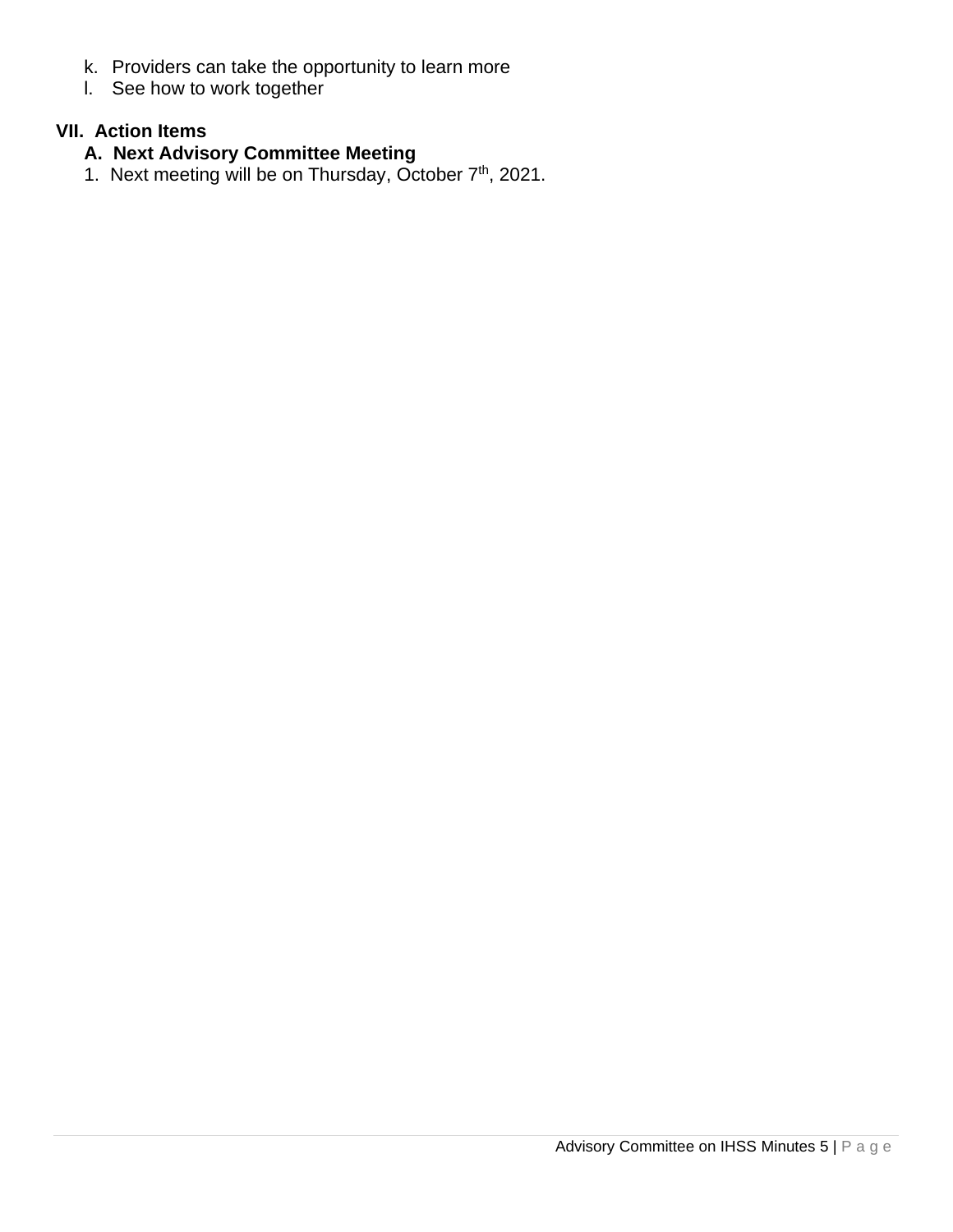k. Providers can take the opportunity to learn more
l. See how to work together

## VII. Action Items

### A. Next Advisory Committee Meeting

1. Next meeting will be on Thursday, October 7th, 2021.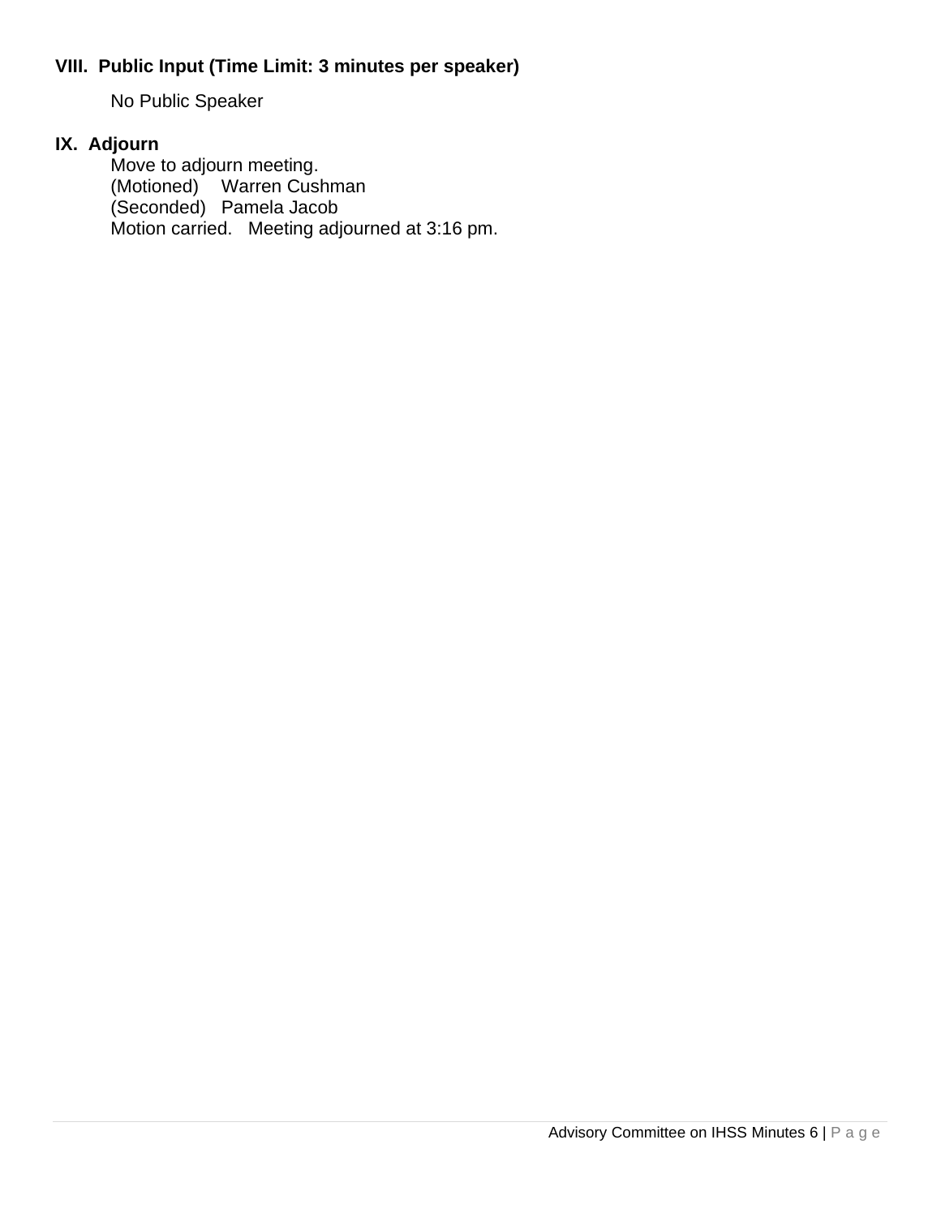**VIII. Public Input (Time Limit: 3 minutes per speaker)**

No Public Speaker

**IX. Adjourn**

Move to adjourn meeting.
(Motioned) Warren Cushman
(Seconded) Pamela Jacob
Motion carried. Meeting adjourned at 3:16 pm.